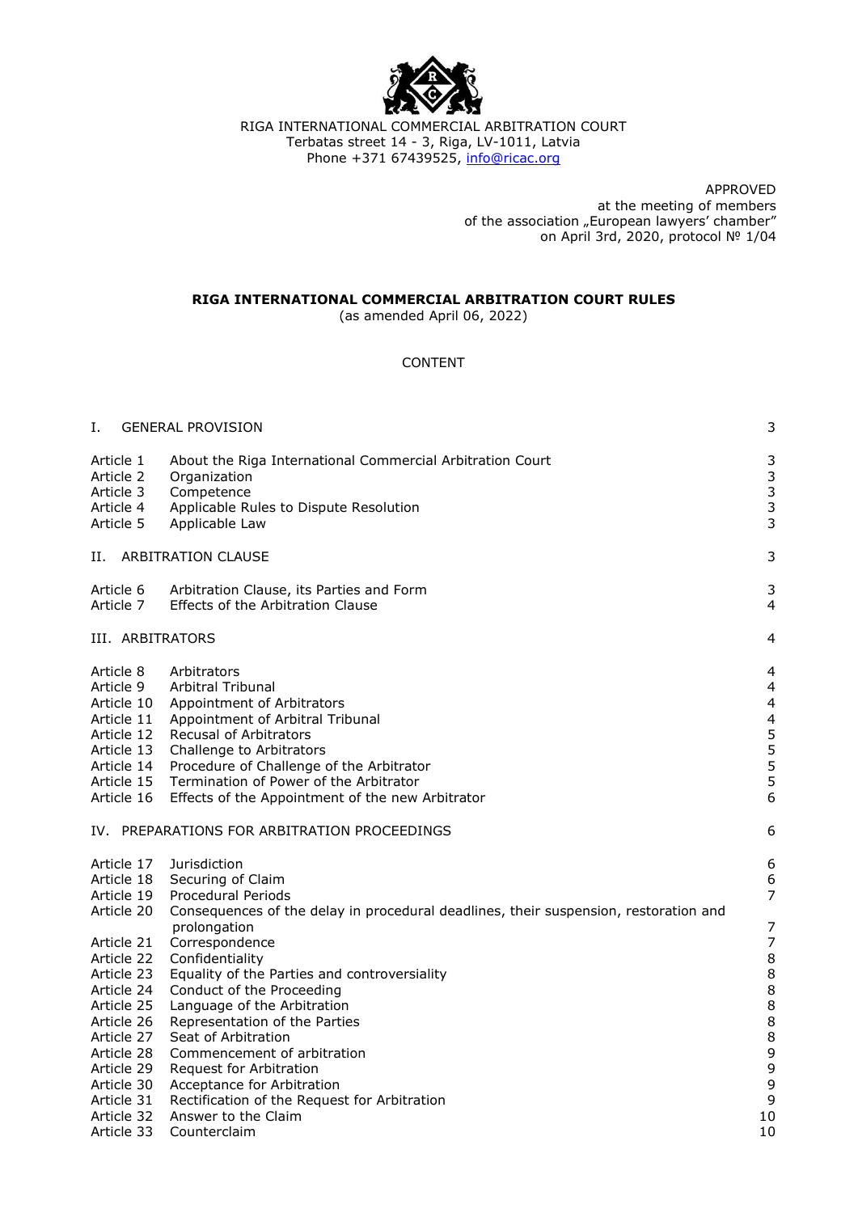RIGA INTERNATIONAL COMMERCIAL ARBITRATION COURT
Terbatas street 14 - 3, Riga, LV-1011, Latvia
Phone +371 67439525, info@ricac.org

APPROVED
at the meeting of members
of the association „European lawyers' chamber"
on April 3rd, 2020, protocol № 1/04

# RIGA INTERNATIONAL COMMERCIAL ARBITRATION COURT RULES

(as amended April 06, 2022)

## CONTENT

| | | |
|---|---|---|
| I. | GENERAL PROVISION | 3 |
| Article 1 | About the Riga International Commercial Arbitration Court | 3 |
| Article 2 | Organization | 3 |
| Article 3 | Competence | 3 |
| Article 4 | Applicable Rules to Dispute Resolution | 3 |
| Article 5 | Applicable Law | 3 |
| II. | ARBITRATION CLAUSE | 3 |
| Article 6 | Arbitration Clause, its Parties and Form | 3 |
| Article 7 | Effects of the Arbitration Clause | 4 |
| III. | ARBITRATORS | 4 |
| Article 8 | Arbitrators | 4 |
| Article 9 | Arbitral Tribunal | 4 |
| Article 10 | Appointment of Arbitrators | 4 |
| Article 11 | Appointment of Arbitral Tribunal | 4 |
| Article 12 | Recusal of Arbitrators | 5 |
| Article 13 | Challenge to Arbitrators | 5 |
| Article 14 | Procedure of Challenge of the Arbitrator | 5 |
| Article 15 | Termination of Power of the Arbitrator | 5 |
| Article 16 | Effects of the Appointment of the new Arbitrator | 6 |
| IV. | PREPARATIONS FOR ARBITRATION PROCEEDINGS | 6 |
| Article 17 | Jurisdiction | 6 |
| Article 18 | Securing of Claim | 6 |
| Article 19 | Procedural Periods | 7 |
| Article 20 | Consequences of the delay in procedural deadlines, their suspension, restoration and prolongation | 7 |
| Article 21 | Correspondence | 7 |
| Article 22 | Confidentiality | 8 |
| Article 23 | Equality of the Parties and controversiality | 8 |
| Article 24 | Conduct of the Proceeding | 8 |
| Article 25 | Language of the Arbitration | 8 |
| Article 26 | Representation of the Parties | 8 |
| Article 27 | Seat of Arbitration | 8 |
| Article 28 | Commencement of arbitration | 9 |
| Article 29 | Request for Arbitration | 9 |
| Article 30 | Acceptance for Arbitration | 9 |
| Article 31 | Rectification of the Request for Arbitration | 9 |
| Article 32 | Answer to the Claim | 10 |
| Article 33 | Counterclaim | 10 |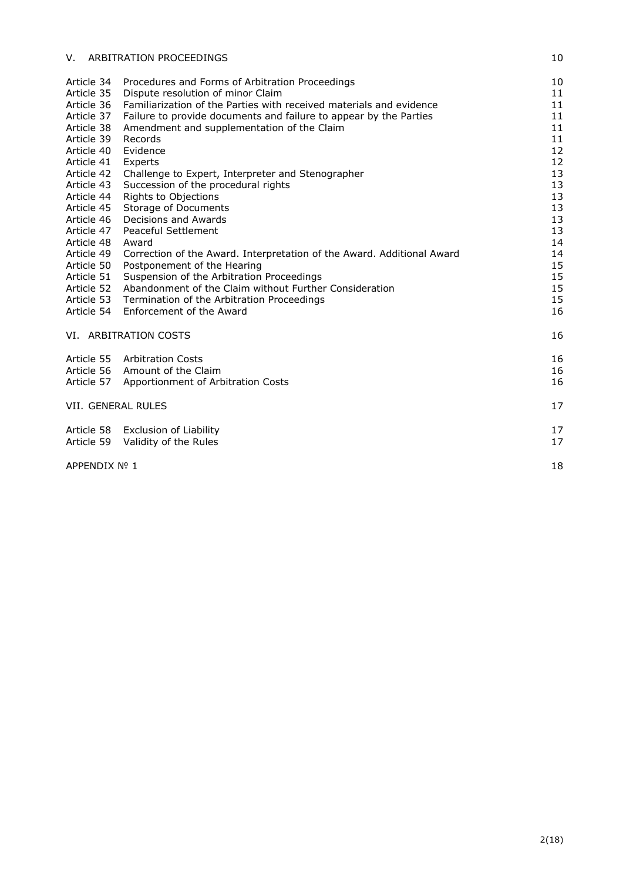| | | |
|---|---|---|
| V. ARBITRATION PROCEEDINGS | | 10 |
| Article 34 | Procedures and Forms of Arbitration Proceedings | 10 |
| Article 35 | Dispute resolution of minor Claim | 11 |
| Article 36 | Familiarization of the Parties with received materials and evidence | 11 |
| Article 37 | Failure to provide documents and failure to appear by the Parties | 11 |
| Article 38 | Amendment and supplementation of the Claim | 11 |
| Article 39 | Records | 11 |
| Article 40 | Evidence | 12 |
| Article 41 | Experts | 12 |
| Article 42 | Challenge to Expert, Interpreter and Stenographer | 13 |
| Article 43 | Succession of the procedural rights | 13 |
| Article 44 | Rights to Objections | 13 |
| Article 45 | Storage of Documents | 13 |
| Article 46 | Decisions and Awards | 13 |
| Article 47 | Peaceful Settlement | 13 |
| Article 48 | Award | 14 |
| Article 49 | Correction of the Award. Interpretation of the Award. Additional Award | 14 |
| Article 50 | Postponement of the Hearing | 15 |
| Article 51 | Suspension of the Arbitration Proceedings | 15 |
| Article 52 | Abandonment of the Claim without Further Consideration | 15 |
| Article 53 | Termination of the Arbitration Proceedings | 15 |
| Article 54 | Enforcement of the Award | 16 |
| VI. ARBITRATION COSTS | | 16 |
| Article 55 | Arbitration Costs | 16 |
| Article 56 | Amount of the Claim | 16 |
| Article 57 | Apportionment of Arbitration Costs | 16 |
| VII. GENERAL RULES | | 17 |
| Article 58 | Exclusion of Liability | 17 |
| Article 59 | Validity of the Rules | 17 |
| APPENDIX № 1 | | 18 |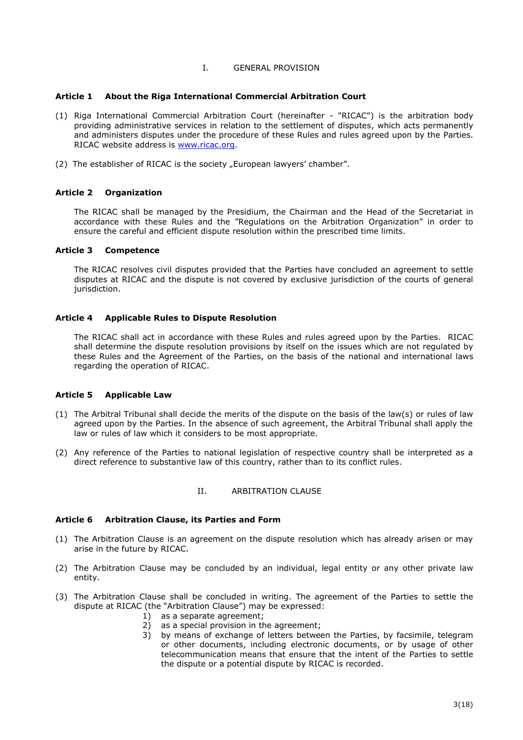## I. GENERAL PROVISION

### Article 1 About the Riga International Commercial Arbitration Court

(1) Riga International Commercial Arbitration Court (hereinafter - "RICAC") is the arbitration body providing administrative services in relation to the settlement of disputes, which acts permanently and administers disputes under the procedure of these Rules and rules agreed upon by the Parties. RICAC website address is www.ricac.org.

(2) The establisher of RICAC is the society „European lawyers' chamber".

### Article 2 Organization

The RICAC shall be managed by the Presidium, the Chairman and the Head of the Secretariat in accordance with these Rules and the "Regulations on the Arbitration Organization" in order to ensure the careful and efficient dispute resolution within the prescribed time limits.

### Article 3 Competence

The RICAC resolves civil disputes provided that the Parties have concluded an agreement to settle disputes at RICAC and the dispute is not covered by exclusive jurisdiction of the courts of general jurisdiction.

### Article 4 Applicable Rules to Dispute Resolution

The RICAC shall act in accordance with these Rules and rules agreed upon by the Parties. RICAC shall determine the dispute resolution provisions by itself on the issues which are not regulated by these Rules and the Agreement of the Parties, on the basis of the national and international laws regarding the operation of RICAC.

### Article 5 Applicable Law

(1) The Arbitral Tribunal shall decide the merits of the dispute on the basis of the law(s) or rules of law agreed upon by the Parties. In the absence of such agreement, the Arbitral Tribunal shall apply the law or rules of law which it considers to be most appropriate.

(2) Any reference of the Parties to national legislation of respective country shall be interpreted as a direct reference to substantive law of this country, rather than to its conflict rules.

## II. ARBITRATION CLAUSE

### Article 6 Arbitration Clause, its Parties and Form

(1) The Arbitration Clause is an agreement on the dispute resolution which has already arisen or may arise in the future by RICAC.

(2) The Arbitration Clause may be concluded by an individual, legal entity or any other private law entity.

(3) The Arbitration Clause shall be concluded in writing. The agreement of the Parties to settle the dispute at RICAC (the "Arbitration Clause") may be expressed:

1) as a separate agreement;
2) as a special provision in the agreement;
3) by means of exchange of letters between the Parties, by facsimile, telegram or other documents, including electronic documents, or by usage of other telecommunication means that ensure that the intent of the Parties to settle the dispute or a potential dispute by RICAC is recorded.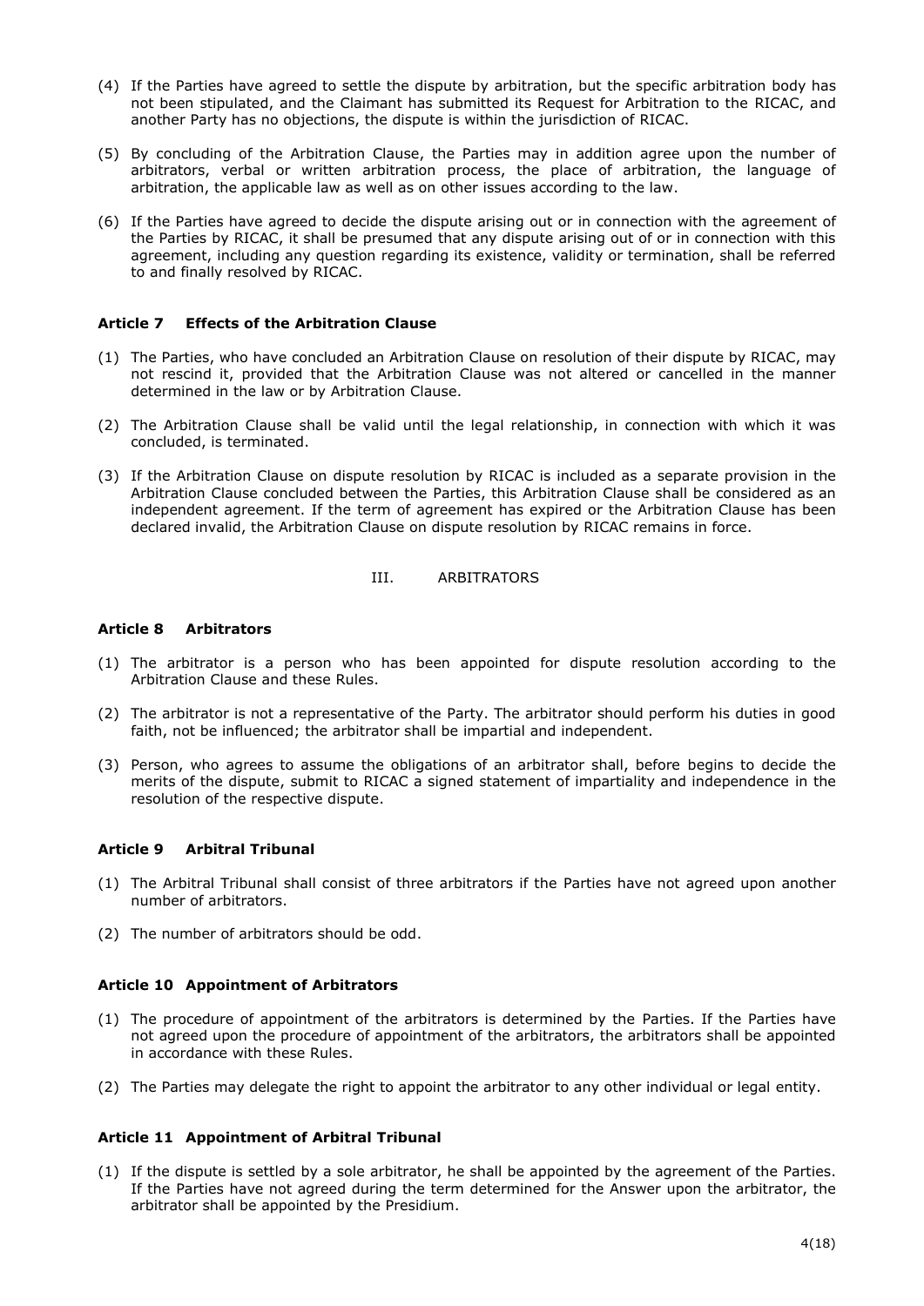(4) If the Parties have agreed to settle the dispute by arbitration, but the specific arbitration body has not been stipulated, and the Claimant has submitted its Request for Arbitration to the RICAC, and another Party has no objections, the dispute is within the jurisdiction of RICAC.

(5) By concluding of the Arbitration Clause, the Parties may in addition agree upon the number of arbitrators, verbal or written arbitration process, the place of arbitration, the language of arbitration, the applicable law as well as on other issues according to the law.

(6) If the Parties have agreed to decide the dispute arising out or in connection with the agreement of the Parties by RICAC, it shall be presumed that any dispute arising out of or in connection with this agreement, including any question regarding its existence, validity or termination, shall be referred to and finally resolved by RICAC.

### Article 7 Effects of the Arbitration Clause

(1) The Parties, who have concluded an Arbitration Clause on resolution of their dispute by RICAC, may not rescind it, provided that the Arbitration Clause was not altered or cancelled in the manner determined in the law or by Arbitration Clause.

(2) The Arbitration Clause shall be valid until the legal relationship, in connection with which it was concluded, is terminated.

(3) If the Arbitration Clause on dispute resolution by RICAC is included as a separate provision in the Arbitration Clause concluded between the Parties, this Arbitration Clause shall be considered as an independent agreement. If the term of agreement has expired or the Arbitration Clause has been declared invalid, the Arbitration Clause on dispute resolution by RICAC remains in force.

## III. ARBITRATORS

### Article 8 Arbitrators

(1) The arbitrator is a person who has been appointed for dispute resolution according to the Arbitration Clause and these Rules.

(2) The arbitrator is not a representative of the Party. The arbitrator should perform his duties in good faith, not be influenced; the arbitrator shall be impartial and independent.

(3) Person, who agrees to assume the obligations of an arbitrator shall, before begins to decide the merits of the dispute, submit to RICAC a signed statement of impartiality and independence in the resolution of the respective dispute.

### Article 9 Arbitral Tribunal

(1) The Arbitral Tribunal shall consist of three arbitrators if the Parties have not agreed upon another number of arbitrators.

(2) The number of arbitrators should be odd.

### Article 10 Appointment of Arbitrators

(1) The procedure of appointment of the arbitrators is determined by the Parties. If the Parties have not agreed upon the procedure of appointment of the arbitrators, the arbitrators shall be appointed in accordance with these Rules.

(2) The Parties may delegate the right to appoint the arbitrator to any other individual or legal entity.

### Article 11 Appointment of Arbitral Tribunal

(1) If the dispute is settled by a sole arbitrator, he shall be appointed by the agreement of the Parties. If the Parties have not agreed during the term determined for the Answer upon the arbitrator, the arbitrator shall be appointed by the Presidium.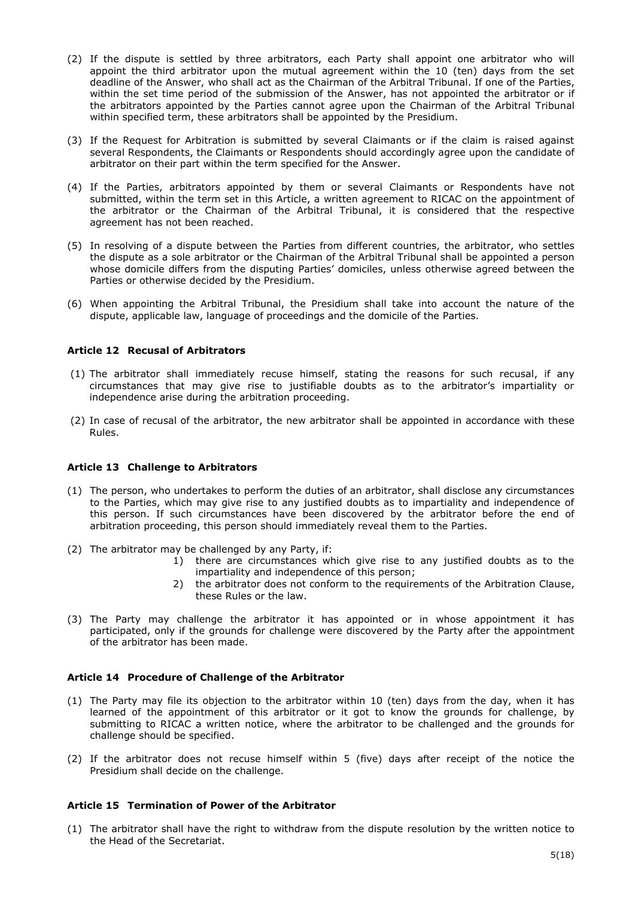(2) If the dispute is settled by three arbitrators, each Party shall appoint one arbitrator who will appoint the third arbitrator upon the mutual agreement within the 10 (ten) days from the set deadline of the Answer, who shall act as the Chairman of the Arbitral Tribunal. If one of the Parties, within the set time period of the submission of the Answer, has not appointed the arbitrator or if the arbitrators appointed by the Parties cannot agree upon the Chairman of the Arbitral Tribunal within specified term, these arbitrators shall be appointed by the Presidium.

(3) If the Request for Arbitration is submitted by several Claimants or if the claim is raised against several Respondents, the Claimants or Respondents should accordingly agree upon the candidate of arbitrator on their part within the term specified for the Answer.

(4) If the Parties, arbitrators appointed by them or several Claimants or Respondents have not submitted, within the term set in this Article, a written agreement to RICAC on the appointment of the arbitrator or the Chairman of the Arbitral Tribunal, it is considered that the respective agreement has not been reached.

(5) In resolving of a dispute between the Parties from different countries, the arbitrator, who settles the dispute as a sole arbitrator or the Chairman of the Arbitral Tribunal shall be appointed a person whose domicile differs from the disputing Parties' domiciles, unless otherwise agreed between the Parties or otherwise decided by the Presidium.

(6) When appointing the Arbitral Tribunal, the Presidium shall take into account the nature of the dispute, applicable law, language of proceedings and the domicile of the Parties.

### Article 12 Recusal of Arbitrators

(1) The arbitrator shall immediately recuse himself, stating the reasons for such recusal, if any circumstances that may give rise to justifiable doubts as to the arbitrator's impartiality or independence arise during the arbitration proceeding.

(2) In case of recusal of the arbitrator, the new arbitrator shall be appointed in accordance with these Rules.

### Article 13 Challenge to Arbitrators

(1) The person, who undertakes to perform the duties of an arbitrator, shall disclose any circumstances to the Parties, which may give rise to any justified doubts as to impartiality and independence of this person. If such circumstances have been discovered by the arbitrator before the end of arbitration proceeding, this person should immediately reveal them to the Parties.

(2) The arbitrator may be challenged by any Party, if:

1) there are circumstances which give rise to any justified doubts as to the impartiality and independence of this person;
2) the arbitrator does not conform to the requirements of the Arbitration Clause, these Rules or the law.

(3) The Party may challenge the arbitrator it has appointed or in whose appointment it has participated, only if the grounds for challenge were discovered by the Party after the appointment of the arbitrator has been made.

### Article 14 Procedure of Challenge of the Arbitrator

(1) The Party may file its objection to the arbitrator within 10 (ten) days from the day, when it has learned of the appointment of this arbitrator or it got to know the grounds for challenge, by submitting to RICAC a written notice, where the arbitrator to be challenged and the grounds for challenge should be specified.

(2) If the arbitrator does not recuse himself within 5 (five) days after receipt of the notice the Presidium shall decide on the challenge.

### Article 15 Termination of Power of the Arbitrator

(1) The arbitrator shall have the right to withdraw from the dispute resolution by the written notice to the Head of the Secretariat.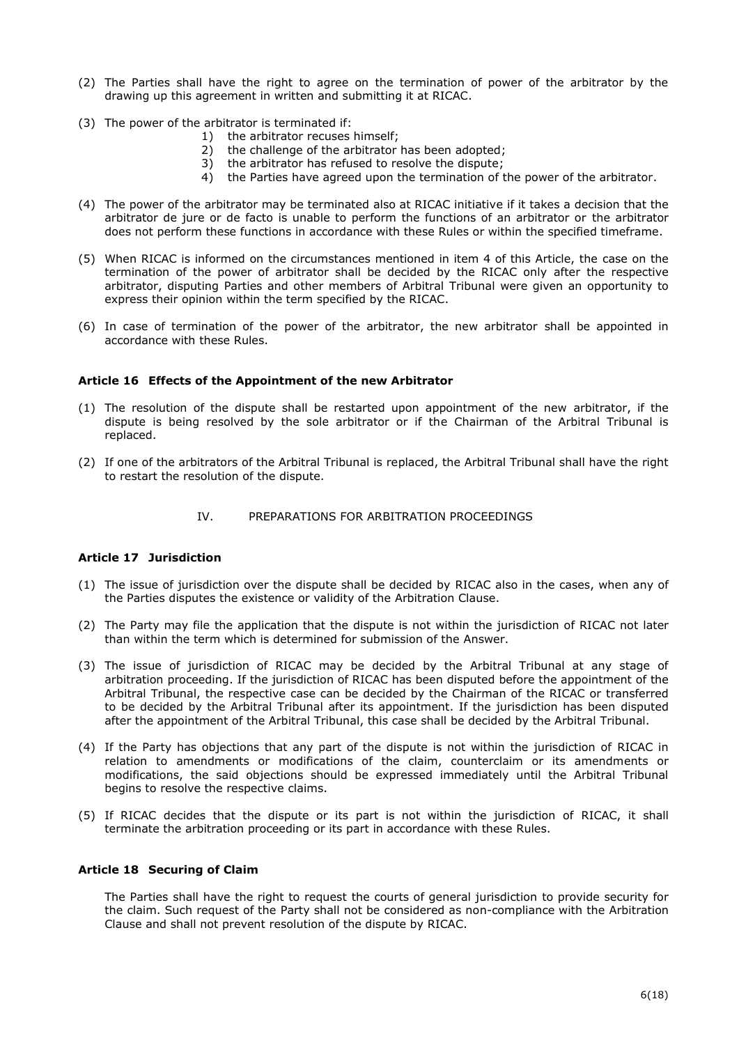(2) The Parties shall have the right to agree on the termination of power of the arbitrator by the drawing up this agreement in written and submitting it at RICAC.

(3) The power of the arbitrator is terminated if:
   1) the arbitrator recuses himself;
   2) the challenge of the arbitrator has been adopted;
   3) the arbitrator has refused to resolve the dispute;
   4) the Parties have agreed upon the termination of the power of the arbitrator.

(4) The power of the arbitrator may be terminated also at RICAC initiative if it takes a decision that the arbitrator de jure or de facto is unable to perform the functions of an arbitrator or the arbitrator does not perform these functions in accordance with these Rules or within the specified timeframe.

(5) When RICAC is informed on the circumstances mentioned in item 4 of this Article, the case on the termination of the power of arbitrator shall be decided by the RICAC only after the respective arbitrator, disputing Parties and other members of Arbitral Tribunal were given an opportunity to express their opinion within the term specified by the RICAC.

(6) In case of termination of the power of the arbitrator, the new arbitrator shall be appointed in accordance with these Rules.

#### Article 16 Effects of the Appointment of the new Arbitrator

(1) The resolution of the dispute shall be restarted upon appointment of the new arbitrator, if the dispute is being resolved by the sole arbitrator or if the Chairman of the Arbitral Tribunal is replaced.

(2) If one of the arbitrators of the Arbitral Tribunal is replaced, the Arbitral Tribunal shall have the right to restart the resolution of the dispute.

### IV. PREPARATIONS FOR ARBITRATION PROCEEDINGS

#### Article 17 Jurisdiction

(1) The issue of jurisdiction over the dispute shall be decided by RICAC also in the cases, when any of the Parties disputes the existence or validity of the Arbitration Clause.

(2) The Party may file the application that the dispute is not within the jurisdiction of RICAC not later than within the term which is determined for submission of the Answer.

(3) The issue of jurisdiction of RICAC may be decided by the Arbitral Tribunal at any stage of arbitration proceeding. If the jurisdiction of RICAC has been disputed before the appointment of the Arbitral Tribunal, the respective case can be decided by the Chairman of the RICAC or transferred to be decided by the Arbitral Tribunal after its appointment. If the jurisdiction has been disputed after the appointment of the Arbitral Tribunal, this case shall be decided by the Arbitral Tribunal.

(4) If the Party has objections that any part of the dispute is not within the jurisdiction of RICAC in relation to amendments or modifications of the claim, counterclaim or its amendments or modifications, the said objections should be expressed immediately until the Arbitral Tribunal begins to resolve the respective claims.

(5) If RICAC decides that the dispute or its part is not within the jurisdiction of RICAC, it shall terminate the arbitration proceeding or its part in accordance with these Rules.

#### Article 18 Securing of Claim

The Parties shall have the right to request the courts of general jurisdiction to provide security for the claim. Such request of the Party shall not be considered as non-compliance with the Arbitration Clause and shall not prevent resolution of the dispute by RICAC.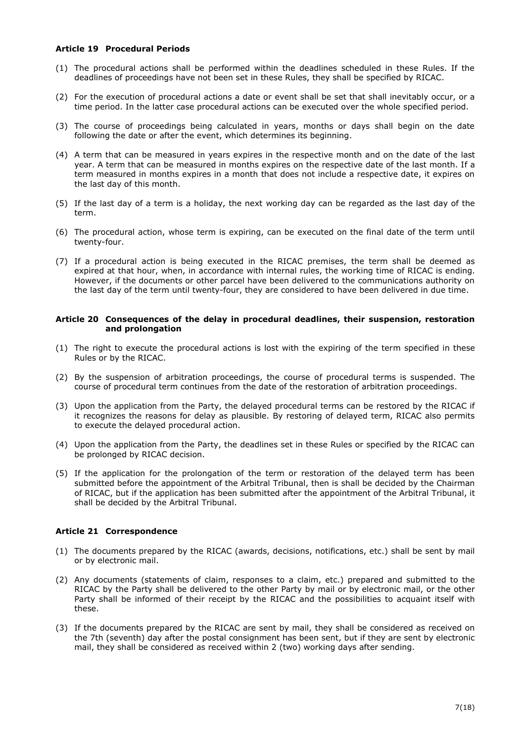### Article 19 Procedural Periods

(1) The procedural actions shall be performed within the deadlines scheduled in these Rules. If the deadlines of proceedings have not been set in these Rules, they shall be specified by RICAC.

(2) For the execution of procedural actions a date or event shall be set that shall inevitably occur, or a time period. In the latter case procedural actions can be executed over the whole specified period.

(3) The course of proceedings being calculated in years, months or days shall begin on the date following the date or after the event, which determines its beginning.

(4) A term that can be measured in years expires in the respective month and on the date of the last year. A term that can be measured in months expires on the respective date of the last month. If a term measured in months expires in a month that does not include a respective date, it expires on the last day of this month.

(5) If the last day of a term is a holiday, the next working day can be regarded as the last day of the term.

(6) The procedural action, whose term is expiring, can be executed on the final date of the term until twenty-four.

(7) If a procedural action is being executed in the RICAC premises, the term shall be deemed as expired at that hour, when, in accordance with internal rules, the working time of RICAC is ending. However, if the documents or other parcel have been delivered to the communications authority on the last day of the term until twenty-four, they are considered to have been delivered in due time.

### Article 20 Consequences of the delay in procedural deadlines, their suspension, restoration and prolongation

(1) The right to execute the procedural actions is lost with the expiring of the term specified in these Rules or by the RICAC.

(2) By the suspension of arbitration proceedings, the course of procedural terms is suspended. The course of procedural term continues from the date of the restoration of arbitration proceedings.

(3) Upon the application from the Party, the delayed procedural terms can be restored by the RICAC if it recognizes the reasons for delay as plausible. By restoring of delayed term, RICAC also permits to execute the delayed procedural action.

(4) Upon the application from the Party, the deadlines set in these Rules or specified by the RICAC can be prolonged by RICAC decision.

(5) If the application for the prolongation of the term or restoration of the delayed term has been submitted before the appointment of the Arbitral Tribunal, then is shall be decided by the Chairman of RICAC, but if the application has been submitted after the appointment of the Arbitral Tribunal, it shall be decided by the Arbitral Tribunal.

### Article 21 Correspondence

(1) The documents prepared by the RICAC (awards, decisions, notifications, etc.) shall be sent by mail or by electronic mail.

(2) Any documents (statements of claim, responses to a claim, etc.) prepared and submitted to the RICAC by the Party shall be delivered to the other Party by mail or by electronic mail, or the other Party shall be informed of their receipt by the RICAC and the possibilities to acquaint itself with these.

(3) If the documents prepared by the RICAC are sent by mail, they shall be considered as received on the 7th (seventh) day after the postal consignment has been sent, but if they are sent by electronic mail, they shall be considered as received within 2 (two) working days after sending.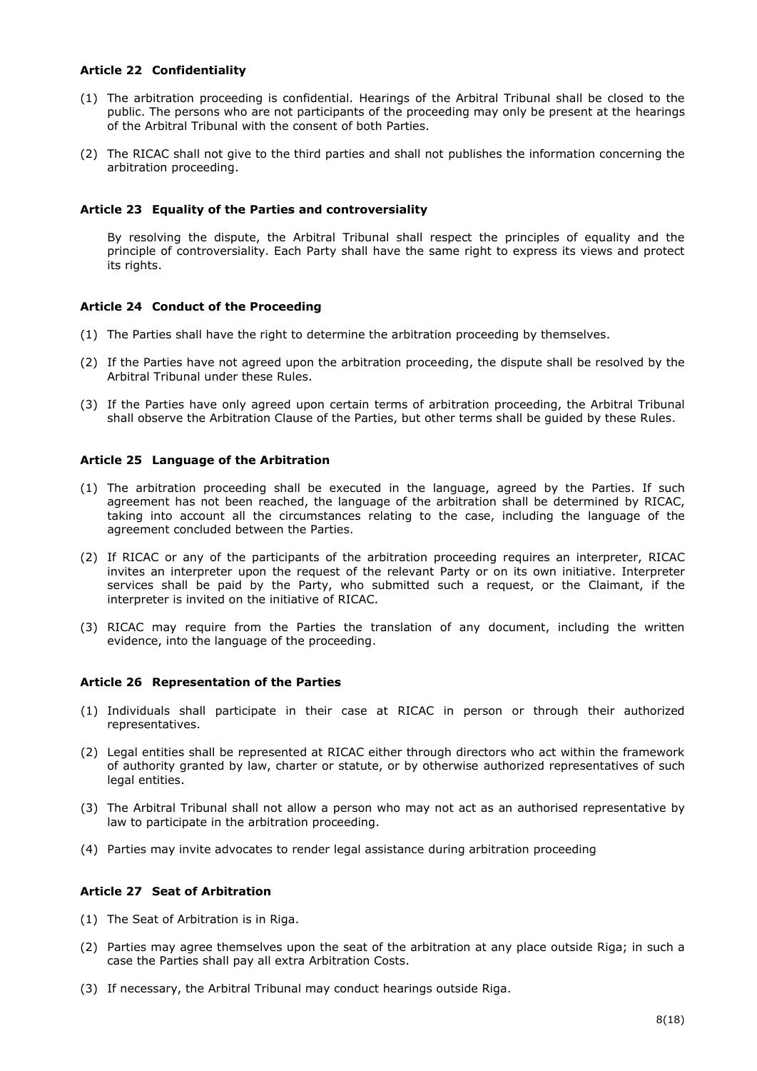### Article 22 Confidentiality

(1) The arbitration proceeding is confidential. Hearings of the Arbitral Tribunal shall be closed to the public. The persons who are not participants of the proceeding may only be present at the hearings of the Arbitral Tribunal with the consent of both Parties.

(2) The RICAC shall not give to the third parties and shall not publishes the information concerning the arbitration proceeding.

### Article 23 Equality of the Parties and controversiality

By resolving the dispute, the Arbitral Tribunal shall respect the principles of equality and the principle of controversiality. Each Party shall have the same right to express its views and protect its rights.

### Article 24 Conduct of the Proceeding

(1) The Parties shall have the right to determine the arbitration proceeding by themselves.

(2) If the Parties have not agreed upon the arbitration proceeding, the dispute shall be resolved by the Arbitral Tribunal under these Rules.

(3) If the Parties have only agreed upon certain terms of arbitration proceeding, the Arbitral Tribunal shall observe the Arbitration Clause of the Parties, but other terms shall be guided by these Rules.

### Article 25 Language of the Arbitration

(1) The arbitration proceeding shall be executed in the language, agreed by the Parties. If such agreement has not been reached, the language of the arbitration shall be determined by RICAC, taking into account all the circumstances relating to the case, including the language of the agreement concluded between the Parties.

(2) If RICAC or any of the participants of the arbitration proceeding requires an interpreter, RICAC invites an interpreter upon the request of the relevant Party or on its own initiative. Interpreter services shall be paid by the Party, who submitted such a request, or the Claimant, if the interpreter is invited on the initiative of RICAC.

(3) RICAC may require from the Parties the translation of any document, including the written evidence, into the language of the proceeding.

### Article 26 Representation of the Parties

(1) Individuals shall participate in their case at RICAC in person or through their authorized representatives.

(2) Legal entities shall be represented at RICAC either through directors who act within the framework of authority granted by law, charter or statute, or by otherwise authorized representatives of such legal entities.

(3) The Arbitral Tribunal shall not allow a person who may not act as an authorised representative by law to participate in the arbitration proceeding.

(4) Parties may invite advocates to render legal assistance during arbitration proceeding

### Article 27 Seat of Arbitration

(1) The Seat of Arbitration is in Riga.

(2) Parties may agree themselves upon the seat of the arbitration at any place outside Riga; in such a case the Parties shall pay all extra Arbitration Costs.

(3) If necessary, the Arbitral Tribunal may conduct hearings outside Riga.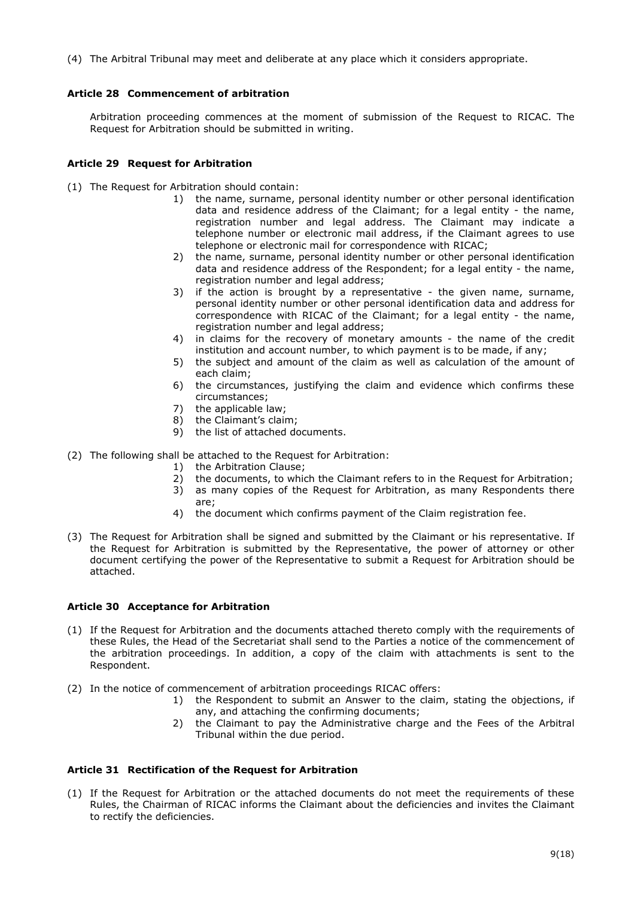(4) The Arbitral Tribunal may meet and deliberate at any place which it considers appropriate.

### Article 28 Commencement of arbitration

Arbitration proceeding commences at the moment of submission of the Request to RICAC. The Request for Arbitration should be submitted in writing.

### Article 29 Request for Arbitration

(1) The Request for Arbitration should contain:

1) the name, surname, personal identity number or other personal identification data and residence address of the Claimant; for a legal entity - the name, registration number and legal address. The Claimant may indicate a telephone number or electronic mail address, if the Claimant agrees to use telephone or electronic mail for correspondence with RICAC;
2) the name, surname, personal identity number or other personal identification data and residence address of the Respondent; for a legal entity - the name, registration number and legal address;
3) if the action is brought by a representative - the given name, surname, personal identity number or other personal identification data and address for correspondence with RICAC of the Claimant; for a legal entity - the name, registration number and legal address;
4) in claims for the recovery of monetary amounts - the name of the credit institution and account number, to which payment is to be made, if any;
5) the subject and amount of the claim as well as calculation of the amount of each claim;
6) the circumstances, justifying the claim and evidence which confirms these circumstances;
7) the applicable law;
8) the Claimant's claim;
9) the list of attached documents.

(2) The following shall be attached to the Request for Arbitration:

1) the Arbitration Clause;
2) the documents, to which the Claimant refers to in the Request for Arbitration;
3) as many copies of the Request for Arbitration, as many Respondents there are;
4) the document which confirms payment of the Claim registration fee.

(3) The Request for Arbitration shall be signed and submitted by the Claimant or his representative. If the Request for Arbitration is submitted by the Representative, the power of attorney or other document certifying the power of the Representative to submit a Request for Arbitration should be attached.

### Article 30 Acceptance for Arbitration

(1) If the Request for Arbitration and the documents attached thereto comply with the requirements of these Rules, the Head of the Secretariat shall send to the Parties a notice of the commencement of the arbitration proceedings. In addition, a copy of the claim with attachments is sent to the Respondent.

(2) In the notice of commencement of arbitration proceedings RICAC offers:

1) the Respondent to submit an Answer to the claim, stating the objections, if any, and attaching the confirming documents;
2) the Claimant to pay the Administrative charge and the Fees of the Arbitral Tribunal within the due period.

### Article 31 Rectification of the Request for Arbitration

(1) If the Request for Arbitration or the attached documents do not meet the requirements of these Rules, the Chairman of RICAC informs the Claimant about the deficiencies and invites the Claimant to rectify the deficiencies.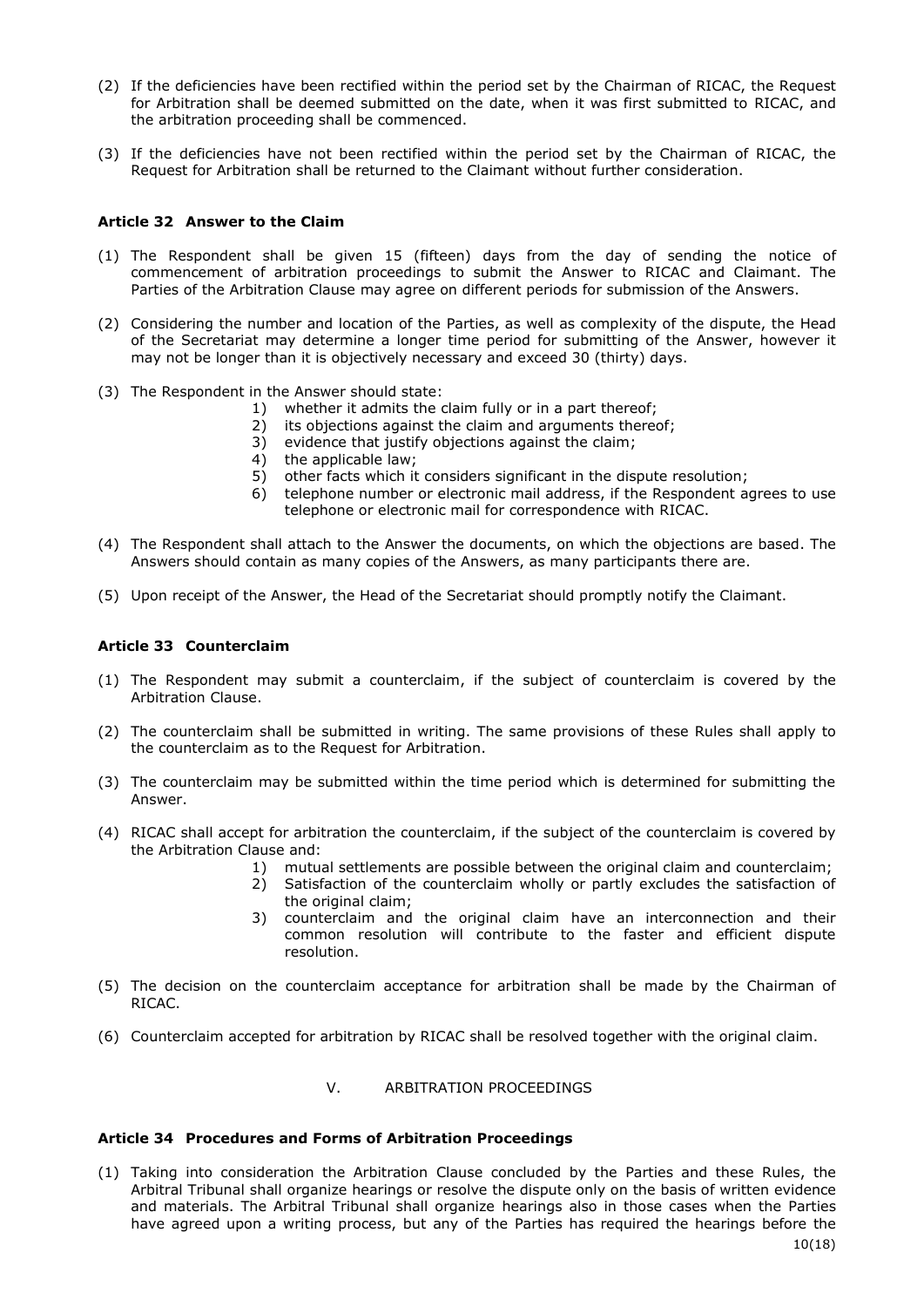(2) If the deficiencies have been rectified within the period set by the Chairman of RICAC, the Request for Arbitration shall be deemed submitted on the date, when it was first submitted to RICAC, and the arbitration proceeding shall be commenced.

(3) If the deficiencies have not been rectified within the period set by the Chairman of RICAC, the Request for Arbitration shall be returned to the Claimant without further consideration.

### Article 32 Answer to the Claim

(1) The Respondent shall be given 15 (fifteen) days from the day of sending the notice of commencement of arbitration proceedings to submit the Answer to RICAC and Claimant. The Parties of the Arbitration Clause may agree on different periods for submission of the Answers.

(2) Considering the number and location of the Parties, as well as complexity of the dispute, the Head of the Secretariat may determine a longer time period for submitting of the Answer, however it may not be longer than it is objectively necessary and exceed 30 (thirty) days.

(3) The Respondent in the Answer should state:

1) whether it admits the claim fully or in a part thereof;
2) its objections against the claim and arguments thereof;
3) evidence that justify objections against the claim;
4) the applicable law;
5) other facts which it considers significant in the dispute resolution;
6) telephone number or electronic mail address, if the Respondent agrees to use telephone or electronic mail for correspondence with RICAC.

(4) The Respondent shall attach to the Answer the documents, on which the objections are based. The Answers should contain as many copies of the Answers, as many participants there are.

(5) Upon receipt of the Answer, the Head of the Secretariat should promptly notify the Claimant.

### Article 33 Counterclaim

(1) The Respondent may submit a counterclaim, if the subject of counterclaim is covered by the Arbitration Clause.

(2) The counterclaim shall be submitted in writing. The same provisions of these Rules shall apply to the counterclaim as to the Request for Arbitration.

(3) The counterclaim may be submitted within the time period which is determined for submitting the Answer.

(4) RICAC shall accept for arbitration the counterclaim, if the subject of the counterclaim is covered by the Arbitration Clause and:

1) mutual settlements are possible between the original claim and counterclaim;
2) Satisfaction of the counterclaim wholly or partly excludes the satisfaction of the original claim;
3) counterclaim and the original claim have an interconnection and their common resolution will contribute to the faster and efficient dispute resolution.

(5) The decision on the counterclaim acceptance for arbitration shall be made by the Chairman of RICAC.

(6) Counterclaim accepted for arbitration by RICAC shall be resolved together with the original claim.

## V. ARBITRATION PROCEEDINGS

### Article 34 Procedures and Forms of Arbitration Proceedings

(1) Taking into consideration the Arbitration Clause concluded by the Parties and these Rules, the Arbitral Tribunal shall organize hearings or resolve the dispute only on the basis of written evidence and materials. The Arbitral Tribunal shall organize hearings also in those cases when the Parties have agreed upon a writing process, but any of the Parties has required the hearings before the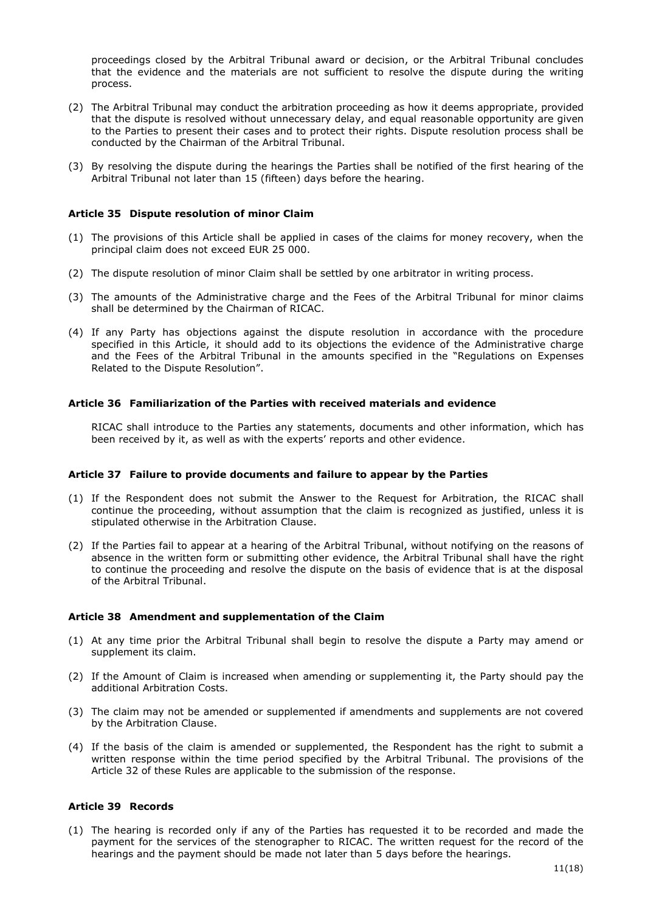proceedings closed by the Arbitral Tribunal award or decision, or the Arbitral Tribunal concludes that the evidence and the materials are not sufficient to resolve the dispute during the writing process.

(2) The Arbitral Tribunal may conduct the arbitration proceeding as how it deems appropriate, provided that the dispute is resolved without unnecessary delay, and equal reasonable opportunity are given to the Parties to present their cases and to protect their rights. Dispute resolution process shall be conducted by the Chairman of the Arbitral Tribunal.

(3) By resolving the dispute during the hearings the Parties shall be notified of the first hearing of the Arbitral Tribunal not later than 15 (fifteen) days before the hearing.

### Article 35 Dispute resolution of minor Claim

(1) The provisions of this Article shall be applied in cases of the claims for money recovery, when the principal claim does not exceed EUR 25 000.

(2) The dispute resolution of minor Claim shall be settled by one arbitrator in writing process.

(3) The amounts of the Administrative charge and the Fees of the Arbitral Tribunal for minor claims shall be determined by the Chairman of RICAC.

(4) If any Party has objections against the dispute resolution in accordance with the procedure specified in this Article, it should add to its objections the evidence of the Administrative charge and the Fees of the Arbitral Tribunal in the amounts specified in the "Regulations on Expenses Related to the Dispute Resolution".

### Article 36 Familiarization of the Parties with received materials and evidence

RICAC shall introduce to the Parties any statements, documents and other information, which has been received by it, as well as with the experts' reports and other evidence.

### Article 37 Failure to provide documents and failure to appear by the Parties

(1) If the Respondent does not submit the Answer to the Request for Arbitration, the RICAC shall continue the proceeding, without assumption that the claim is recognized as justified, unless it is stipulated otherwise in the Arbitration Clause.

(2) If the Parties fail to appear at a hearing of the Arbitral Tribunal, without notifying on the reasons of absence in the written form or submitting other evidence, the Arbitral Tribunal shall have the right to continue the proceeding and resolve the dispute on the basis of evidence that is at the disposal of the Arbitral Tribunal.

### Article 38 Amendment and supplementation of the Claim

(1) At any time prior the Arbitral Tribunal shall begin to resolve the dispute a Party may amend or supplement its claim.

(2) If the Amount of Claim is increased when amending or supplementing it, the Party should pay the additional Arbitration Costs.

(3) The claim may not be amended or supplemented if amendments and supplements are not covered by the Arbitration Clause.

(4) If the basis of the claim is amended or supplemented, the Respondent has the right to submit a written response within the time period specified by the Arbitral Tribunal. The provisions of the Article 32 of these Rules are applicable to the submission of the response.

### Article 39 Records

(1) The hearing is recorded only if any of the Parties has requested it to be recorded and made the payment for the services of the stenographer to RICAC. The written request for the record of the hearings and the payment should be made not later than 5 days before the hearings.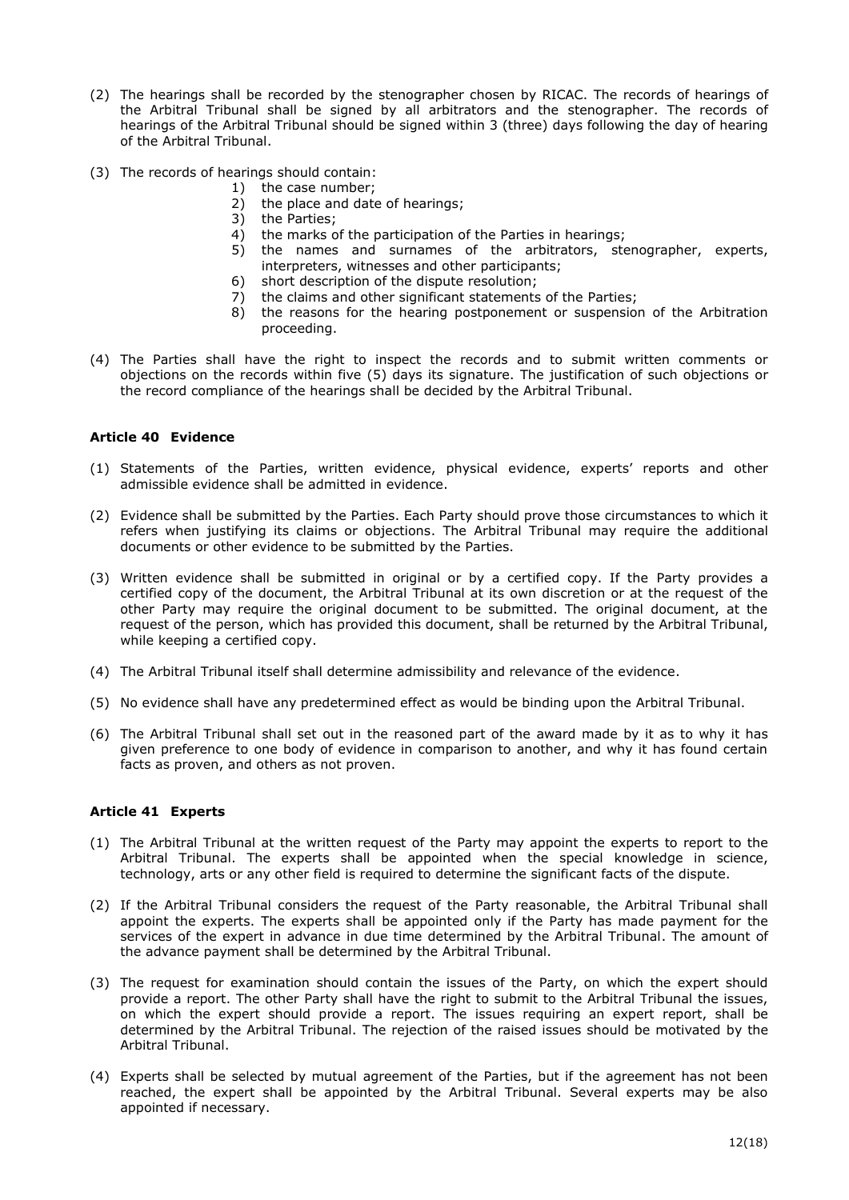(2) The hearings shall be recorded by the stenographer chosen by RICAC. The records of hearings of the Arbitral Tribunal shall be signed by all arbitrators and the stenographer. The records of hearings of the Arbitral Tribunal should be signed within 3 (three) days following the day of hearing of the Arbitral Tribunal.

(3) The records of hearings should contain:

1) the case number;
2) the place and date of hearings;
3) the Parties;
4) the marks of the participation of the Parties in hearings;
5) the names and surnames of the arbitrators, stenographer, experts, interpreters, witnesses and other participants;
6) short description of the dispute resolution;
7) the claims and other significant statements of the Parties;
8) the reasons for the hearing postponement or suspension of the Arbitration proceeding.

(4) The Parties shall have the right to inspect the records and to submit written comments or objections on the records within five (5) days its signature. The justification of such objections or the record compliance of the hearings shall be decided by the Arbitral Tribunal.

### Article 40 Evidence

(1) Statements of the Parties, written evidence, physical evidence, experts' reports and other admissible evidence shall be admitted in evidence.

(2) Evidence shall be submitted by the Parties. Each Party should prove those circumstances to which it refers when justifying its claims or objections. The Arbitral Tribunal may require the additional documents or other evidence to be submitted by the Parties.

(3) Written evidence shall be submitted in original or by a certified copy. If the Party provides a certified copy of the document, the Arbitral Tribunal at its own discretion or at the request of the other Party may require the original document to be submitted. The original document, at the request of the person, which has provided this document, shall be returned by the Arbitral Tribunal, while keeping a certified copy.

(4) The Arbitral Tribunal itself shall determine admissibility and relevance of the evidence.

(5) No evidence shall have any predetermined effect as would be binding upon the Arbitral Tribunal.

(6) The Arbitral Tribunal shall set out in the reasoned part of the award made by it as to why it has given preference to one body of evidence in comparison to another, and why it has found certain facts as proven, and others as not proven.

### Article 41 Experts

(1) The Arbitral Tribunal at the written request of the Party may appoint the experts to report to the Arbitral Tribunal. The experts shall be appointed when the special knowledge in science, technology, arts or any other field is required to determine the significant facts of the dispute.

(2) If the Arbitral Tribunal considers the request of the Party reasonable, the Arbitral Tribunal shall appoint the experts. The experts shall be appointed only if the Party has made payment for the services of the expert in advance in due time determined by the Arbitral Tribunal. The amount of the advance payment shall be determined by the Arbitral Tribunal.

(3) The request for examination should contain the issues of the Party, on which the expert should provide a report. The other Party shall have the right to submit to the Arbitral Tribunal the issues, on which the expert should provide a report. The issues requiring an expert report, shall be determined by the Arbitral Tribunal. The rejection of the raised issues should be motivated by the Arbitral Tribunal.

(4) Experts shall be selected by mutual agreement of the Parties, but if the agreement has not been reached, the expert shall be appointed by the Arbitral Tribunal. Several experts may be also appointed if necessary.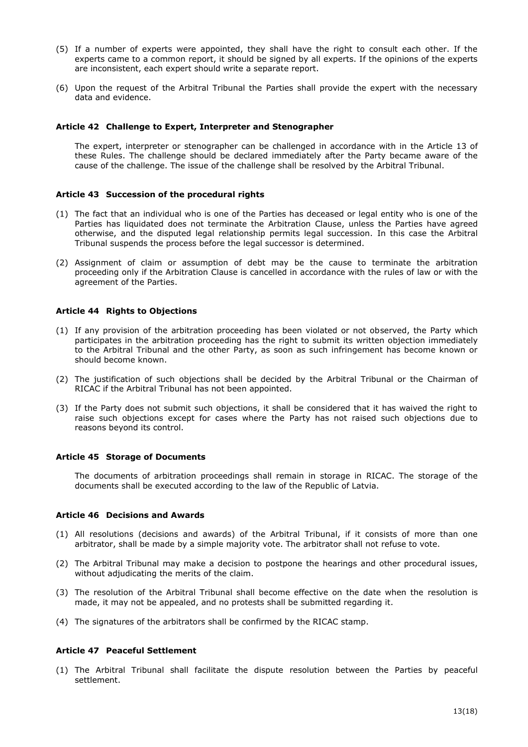(5) If a number of experts were appointed, they shall have the right to consult each other. If the experts came to a common report, it should be signed by all experts. If the opinions of the experts are inconsistent, each expert should write a separate report.

(6) Upon the request of the Arbitral Tribunal the Parties shall provide the expert with the necessary data and evidence.

#### Article 42 Challenge to Expert, Interpreter and Stenographer

The expert, interpreter or stenographer can be challenged in accordance with in the Article 13 of these Rules. The challenge should be declared immediately after the Party became aware of the cause of the challenge. The issue of the challenge shall be resolved by the Arbitral Tribunal.

#### Article 43 Succession of the procedural rights

(1) The fact that an individual who is one of the Parties has deceased or legal entity who is one of the Parties has liquidated does not terminate the Arbitration Clause, unless the Parties have agreed otherwise, and the disputed legal relationship permits legal succession. In this case the Arbitral Tribunal suspends the process before the legal successor is determined.

(2) Assignment of claim or assumption of debt may be the cause to terminate the arbitration proceeding only if the Arbitration Clause is cancelled in accordance with the rules of law or with the agreement of the Parties.

#### Article 44 Rights to Objections

(1) If any provision of the arbitration proceeding has been violated or not observed, the Party which participates in the arbitration proceeding has the right to submit its written objection immediately to the Arbitral Tribunal and the other Party, as soon as such infringement has become known or should become known.

(2) The justification of such objections shall be decided by the Arbitral Tribunal or the Chairman of RICAC if the Arbitral Tribunal has not been appointed.

(3) If the Party does not submit such objections, it shall be considered that it has waived the right to raise such objections except for cases where the Party has not raised such objections due to reasons beyond its control.

#### Article 45 Storage of Documents

The documents of arbitration proceedings shall remain in storage in RICAC. The storage of the documents shall be executed according to the law of the Republic of Latvia.

#### Article 46 Decisions and Awards

(1) All resolutions (decisions and awards) of the Arbitral Tribunal, if it consists of more than one arbitrator, shall be made by a simple majority vote. The arbitrator shall not refuse to vote.

(2) The Arbitral Tribunal may make a decision to postpone the hearings and other procedural issues, without adjudicating the merits of the claim.

(3) The resolution of the Arbitral Tribunal shall become effective on the date when the resolution is made, it may not be appealed, and no protests shall be submitted regarding it.

(4) The signatures of the arbitrators shall be confirmed by the RICAC stamp.

#### Article 47 Peaceful Settlement

(1) The Arbitral Tribunal shall facilitate the dispute resolution between the Parties by peaceful settlement.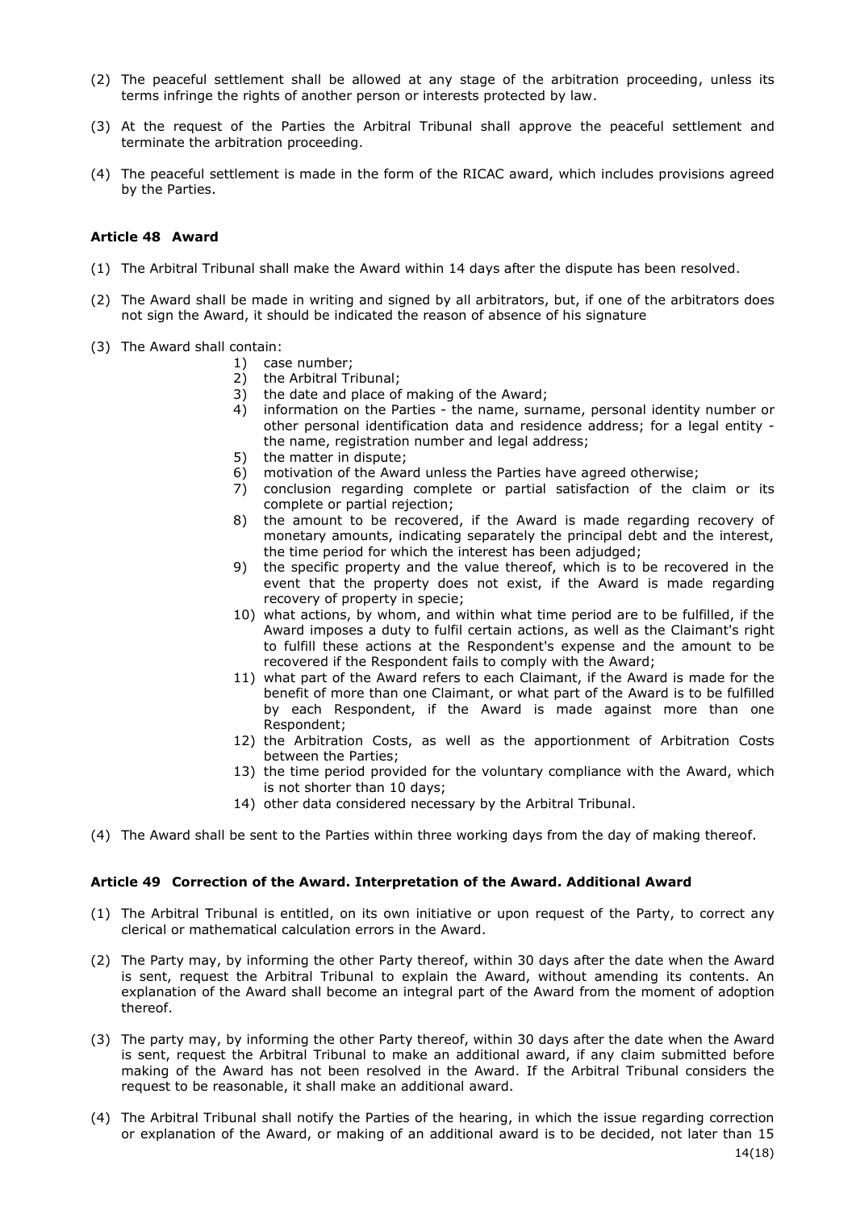(2) The peaceful settlement shall be allowed at any stage of the arbitration proceeding, unless its terms infringe the rights of another person or interests protected by law.

(3) At the request of the Parties the Arbitral Tribunal shall approve the peaceful settlement and terminate the arbitration proceeding.

(4) The peaceful settlement is made in the form of the RICAC award, which includes provisions agreed by the Parties.

### Article 48 Award

(1) The Arbitral Tribunal shall make the Award within 14 days after the dispute has been resolved.

(2) The Award shall be made in writing and signed by all arbitrators, but, if one of the arbitrators does not sign the Award, it should be indicated the reason of absence of his signature

(3) The Award shall contain:
   1) case number;
   2) the Arbitral Tribunal;
   3) the date and place of making of the Award;
   4) information on the Parties - the name, surname, personal identity number or other personal identification data and residence address; for a legal entity - the name, registration number and legal address;
   5) the matter in dispute;
   6) motivation of the Award unless the Parties have agreed otherwise;
   7) conclusion regarding complete or partial satisfaction of the claim or its complete or partial rejection;
   8) the amount to be recovered, if the Award is made regarding recovery of monetary amounts, indicating separately the principal debt and the interest, the time period for which the interest has been adjudged;
   9) the specific property and the value thereof, which is to be recovered in the event that the property does not exist, if the Award is made regarding recovery of property in specie;
   10) what actions, by whom, and within what time period are to be fulfilled, if the Award imposes a duty to fulfil certain actions, as well as the Claimant's right to fulfill these actions at the Respondent's expense and the amount to be recovered if the Respondent fails to comply with the Award;
   11) what part of the Award refers to each Claimant, if the Award is made for the benefit of more than one Claimant, or what part of the Award is to be fulfilled by each Respondent, if the Award is made against more than one Respondent;
   12) the Arbitration Costs, as well as the apportionment of Arbitration Costs between the Parties;
   13) the time period provided for the voluntary compliance with the Award, which is not shorter than 10 days;
   14) other data considered necessary by the Arbitral Tribunal.

(4) The Award shall be sent to the Parties within three working days from the day of making thereof.

### Article 49 Correction of the Award. Interpretation of the Award. Additional Award

(1) The Arbitral Tribunal is entitled, on its own initiative or upon request of the Party, to correct any clerical or mathematical calculation errors in the Award.

(2) The Party may, by informing the other Party thereof, within 30 days after the date when the Award is sent, request the Arbitral Tribunal to explain the Award, without amending its contents. An explanation of the Award shall become an integral part of the Award from the moment of adoption thereof.

(3) The party may, by informing the other Party thereof, within 30 days after the date when the Award is sent, request the Arbitral Tribunal to make an additional award, if any claim submitted before making of the Award has not been resolved in the Award. If the Arbitral Tribunal considers the request to be reasonable, it shall make an additional award.

(4) The Arbitral Tribunal shall notify the Parties of the hearing, in which the issue regarding correction or explanation of the Award, or making of an additional award is to be decided, not later than 15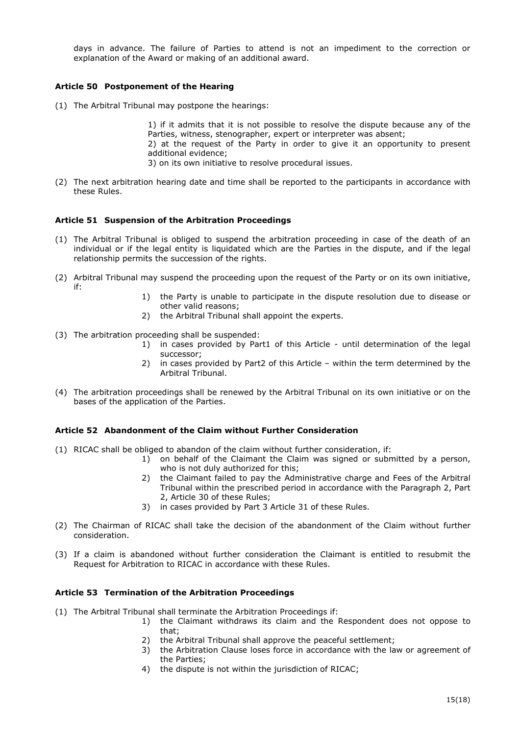days in advance. The failure of Parties to attend is not an impediment to the correction or explanation of the Award or making of an additional award.

### Article 50 Postponement of the Hearing

(1) The Arbitral Tribunal may postpone the hearings:

1) if it admits that it is not possible to resolve the dispute because any of the Parties, witness, stenographer, expert or interpreter was absent;
2) at the request of the Party in order to give it an opportunity to present additional evidence;
3) on its own initiative to resolve procedural issues.

(2) The next arbitration hearing date and time shall be reported to the participants in accordance with these Rules.

### Article 51 Suspension of the Arbitration Proceedings

(1) The Arbitral Tribunal is obliged to suspend the arbitration proceeding in case of the death of an individual or if the legal entity is liquidated which are the Parties in the dispute, and if the legal relationship permits the succession of the rights.

(2) Arbitral Tribunal may suspend the proceeding upon the request of the Party or on its own initiative, if:

1) the Party is unable to participate in the dispute resolution due to disease or other valid reasons;
2) the Arbitral Tribunal shall appoint the experts.

(3) The arbitration proceeding shall be suspended:

1) in cases provided by Part1 of this Article - until determination of the legal successor;
2) in cases provided by Part2 of this Article – within the term determined by the Arbitral Tribunal.

(4) The arbitration proceedings shall be renewed by the Arbitral Tribunal on its own initiative or on the bases of the application of the Parties.

### Article 52 Abandonment of the Claim without Further Consideration

(1) RICAC shall be obliged to abandon of the claim without further consideration, if:

1) on behalf of the Claimant the Claim was signed or submitted by a person, who is not duly authorized for this;
2) the Claimant failed to pay the Administrative charge and Fees of the Arbitral Tribunal within the prescribed period in accordance with the Paragraph 2, Part 2, Article 30 of these Rules;
3) in cases provided by Part 3 Article 31 of these Rules.

(2) The Chairman of RICAC shall take the decision of the abandonment of the Claim without further consideration.

(3) If a claim is abandoned without further consideration the Claimant is entitled to resubmit the Request for Arbitration to RICAC in accordance with these Rules.

### Article 53 Termination of the Arbitration Proceedings

(1) The Arbitral Tribunal shall terminate the Arbitration Proceedings if:

1) the Claimant withdraws its claim and the Respondent does not oppose to that;
2) the Arbitral Tribunal shall approve the peaceful settlement;
3) the Arbitration Clause loses force in accordance with the law or agreement of the Parties;
4) the dispute is not within the jurisdiction of RICAC;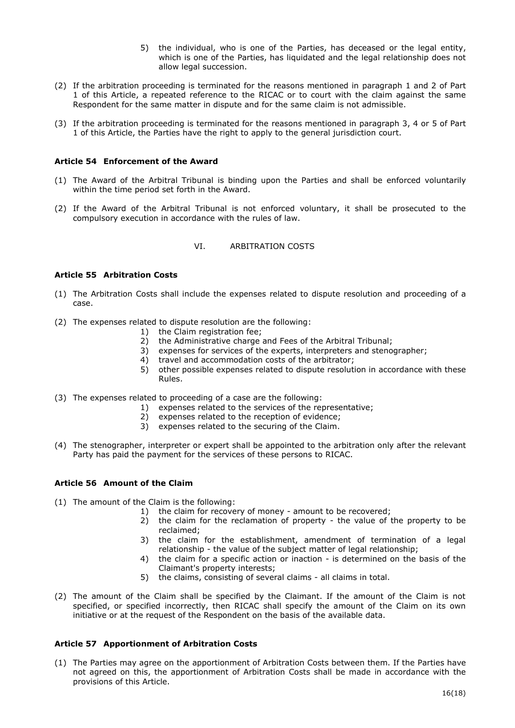5) the individual, who is one of the Parties, has deceased or the legal entity, which is one of the Parties, has liquidated and the legal relationship does not allow legal succession.

(2) If the arbitration proceeding is terminated for the reasons mentioned in paragraph 1 and 2 of Part 1 of this Article, a repeated reference to the RICAC or to court with the claim against the same Respondent for the same matter in dispute and for the same claim is not admissible.

(3) If the arbitration proceeding is terminated for the reasons mentioned in paragraph 3, 4 or 5 of Part 1 of this Article, the Parties have the right to apply to the general jurisdiction court.

### Article 54 Enforcement of the Award

(1) The Award of the Arbitral Tribunal is binding upon the Parties and shall be enforced voluntarily within the time period set forth in the Award.

(2) If the Award of the Arbitral Tribunal is not enforced voluntary, it shall be prosecuted to the compulsory execution in accordance with the rules of law.

## VI. ARBITRATION COSTS

### Article 55 Arbitration Costs

(1) The Arbitration Costs shall include the expenses related to dispute resolution and proceeding of a case.

(2) The expenses related to dispute resolution are the following:
   1) the Claim registration fee;
   2) the Administrative charge and Fees of the Arbitral Tribunal;
   3) expenses for services of the experts, interpreters and stenographer;
   4) travel and accommodation costs of the arbitrator;
   5) other possible expenses related to dispute resolution in accordance with these Rules.

(3) The expenses related to proceeding of a case are the following:
   1) expenses related to the services of the representative;
   2) expenses related to the reception of evidence;
   3) expenses related to the securing of the Claim.

(4) The stenographer, interpreter or expert shall be appointed to the arbitration only after the relevant Party has paid the payment for the services of these persons to RICAC.

### Article 56 Amount of the Claim

(1) The amount of the Claim is the following:
   1) the claim for recovery of money - amount to be recovered;
   2) the claim for the reclamation of property - the value of the property to be reclaimed;
   3) the claim for the establishment, amendment of termination of a legal relationship - the value of the subject matter of legal relationship;
   4) the claim for a specific action or inaction - is determined on the basis of the Claimant's property interests;
   5) the claims, consisting of several claims - all claims in total.

(2) The amount of the Claim shall be specified by the Claimant. If the amount of the Claim is not specified, or specified incorrectly, then RICAC shall specify the amount of the Claim on its own initiative or at the request of the Respondent on the basis of the available data.

### Article 57 Apportionment of Arbitration Costs

(1) The Parties may agree on the apportionment of Arbitration Costs between them. If the Parties have not agreed on this, the apportionment of Arbitration Costs shall be made in accordance with the provisions of this Article.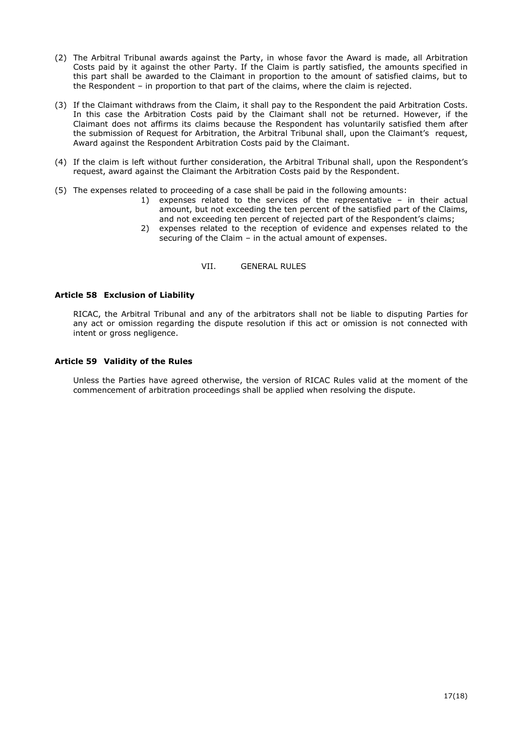(2) The Arbitral Tribunal awards against the Party, in whose favor the Award is made, all Arbitration Costs paid by it against the other Party. If the Claim is partly satisfied, the amounts specified in this part shall be awarded to the Claimant in proportion to the amount of satisfied claims, but to the Respondent – in proportion to that part of the claims, where the claim is rejected.

(3) If the Claimant withdraws from the Claim, it shall pay to the Respondent the paid Arbitration Costs. In this case the Arbitration Costs paid by the Claimant shall not be returned. However, if the Claimant does not affirms its claims because the Respondent has voluntarily satisfied them after the submission of Request for Arbitration, the Arbitral Tribunal shall, upon the Claimant's request, Award against the Respondent Arbitration Costs paid by the Claimant.

(4) If the claim is left without further consideration, the Arbitral Tribunal shall, upon the Respondent's request, award against the Claimant the Arbitration Costs paid by the Respondent.

(5) The expenses related to proceeding of a case shall be paid in the following amounts:

1) expenses related to the services of the representative – in their actual amount, but not exceeding the ten percent of the satisfied part of the Claims, and not exceeding ten percent of rejected part of the Respondent's claims;
2) expenses related to the reception of evidence and expenses related to the securing of the Claim – in the actual amount of expenses.

## VII. GENERAL RULES

### Article 58 Exclusion of Liability

RICAC, the Arbitral Tribunal and any of the arbitrators shall not be liable to disputing Parties for any act or omission regarding the dispute resolution if this act or omission is not connected with intent or gross negligence.

### Article 59 Validity of the Rules

Unless the Parties have agreed otherwise, the version of RICAC Rules valid at the moment of the commencement of arbitration proceedings shall be applied when resolving the dispute.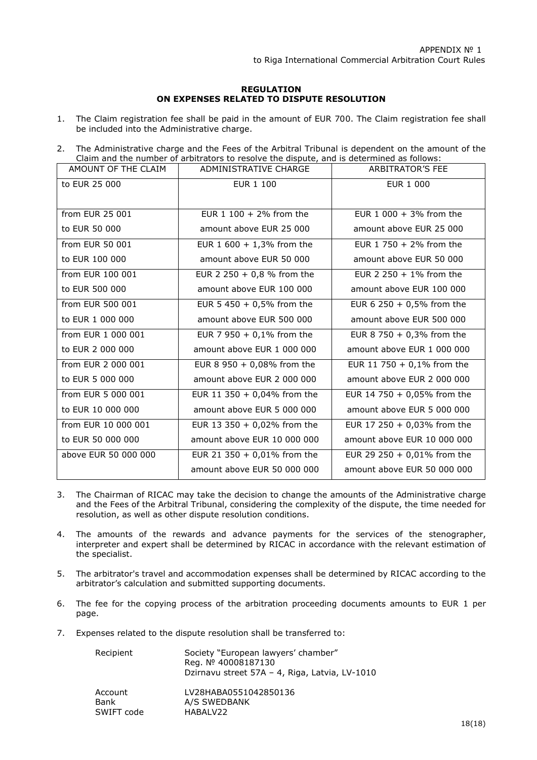APPENDIX № 1
to Riga International Commercial Arbitration Court Rules

**REGULATION**
**ON EXPENSES RELATED TO DISPUTE RESOLUTION**

1. The Claim registration fee shall be paid in the amount of EUR 700. The Claim registration fee shall be included into the Administrative charge.

2. The Administrative charge and the Fees of the Arbitral Tribunal is dependent on the amount of the Claim and the number of arbitrators to resolve the dispute, and is determined as follows:

| AMOUNT OF THE CLAIM | ADMINISTRATIVE CHARGE | ARBITRATOR'S FEE |
|---|---|---|
| to EUR 25 000 | EUR 1 100 | EUR 1 000 |
| from EUR 25 001 to EUR 50 000 | EUR 1 100 + 2% from the amount above EUR 25 000 | EUR 1 000 + 3% from the amount above EUR 25 000 |
| from EUR 50 001 to EUR 100 000 | EUR 1 600 + 1,3% from the amount above EUR 50 000 | EUR 1 750 + 2% from the amount above EUR 50 000 |
| from EUR 100 001 to EUR 500 000 | EUR 2 250 + 0,8 % from the amount above EUR 100 000 | EUR 2 250 + 1% from the amount above EUR 100 000 |
| from EUR 500 001 to EUR 1 000 000 | EUR 5 450 + 0,5% from the amount above EUR 500 000 | EUR 6 250 + 0,5% from the amount above EUR 500 000 |
| from EUR 1 000 001 to EUR 2 000 000 | EUR 7 950 + 0,1% from the amount above EUR 1 000 000 | EUR 8 750 + 0,3% from the amount above EUR 1 000 000 |
| from EUR 2 000 001 to EUR 5 000 000 | EUR 8 950 + 0,08% from the amount above EUR 2 000 000 | EUR 11 750 + 0,1% from the amount above EUR 2 000 000 |
| from EUR 5 000 001 to EUR 10 000 000 | EUR 11 350 + 0,04% from the amount above EUR 5 000 000 | EUR 14 750 + 0,05% from the amount above EUR 5 000 000 |
| from EUR 10 000 001 to EUR 50 000 000 | EUR 13 350 + 0,02% from the amount above EUR 10 000 000 | EUR 17 250 + 0,03% from the amount above EUR 10 000 000 |
| above EUR 50 000 000 | EUR 21 350 + 0,01% from the amount above EUR 50 000 000 | EUR 29 250 + 0,01% from the amount above EUR 50 000 000 |

3. The Chairman of RICAC may take the decision to change the amounts of the Administrative charge and the Fees of the Arbitral Tribunal, considering the complexity of the dispute, the time needed for resolution, as well as other dispute resolution conditions.

4. The amounts of the rewards and advance payments for the services of the stenographer, interpreter and expert shall be determined by RICAC in accordance with the relevant estimation of the specialist.

5. The arbitrator's travel and accommodation expenses shall be determined by RICAC according to the arbitrator's calculation and submitted supporting documents.

6. The fee for the copying process of the arbitration proceeding documents amounts to EUR 1 per page.

7. Expenses related to the dispute resolution shall be transferred to:

| | |
|---|---|
| Recipient | Society "European lawyers' chamber"<br>Reg. № 40008187130<br>Dzirnavu street 57A – 4, Riga, Latvia, LV-1010 |
| Account | LV28HABA0551042850136 |
| Bank | A/S SWEDBANK |
| SWIFT code | HABALV22 |